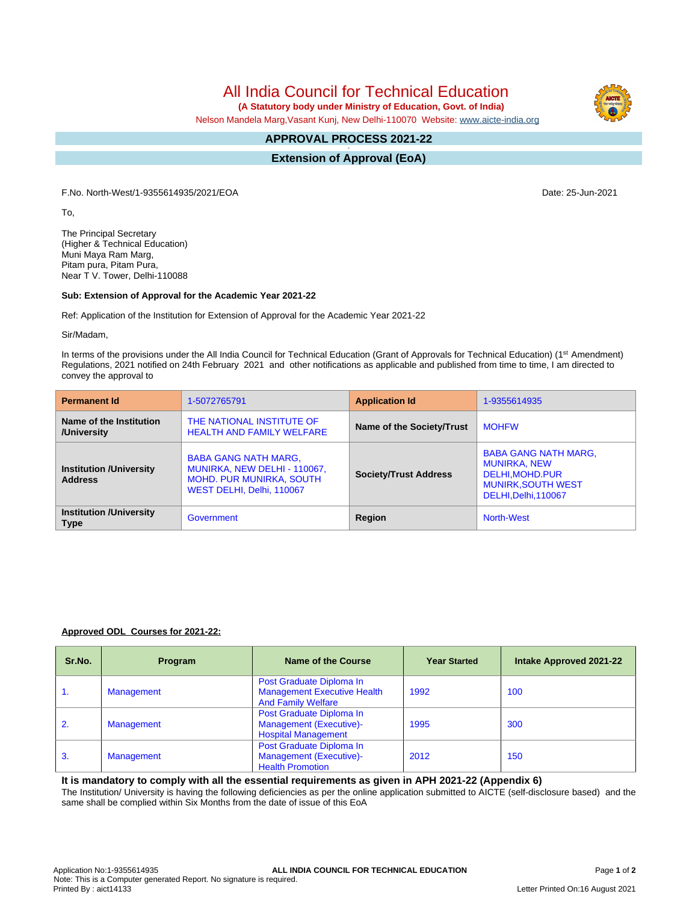# All India Council for Technical Education

**(A Statutory body under Ministry of Education, Govt. of India)**

Nelson Mandela Marg,Vasant Kunj, New Delhi-110070 Website: www.aicte-india.org

## APPROVAL PROCESS 2021-22

## Extension of Approval (EoA)

F.No. North-West/1-9355614935/2021/EOA

Date: 25-Jun-2021

To,

The Principal Secretary
(Higher & Technical Education)
Muni Maya Ram Marg,
Pitam pura, Pitam Pura,
Near T V. Tower, Delhi-110088

**Sub: Extension of Approval for the Academic Year 2021-22**

Ref: Application of the Institution for Extension of Approval for the Academic Year 2021-22

Sir/Madam,

In terms of the provisions under the All India Council for Technical Education (Grant of Approvals for Technical Education) (1st Amendment) Regulations, 2021 notified on 24th February 2021 and other notifications as applicable and published from time to time, I am directed to convey the approval to

| **Permanent Id** | 1-5072765791 | **Application Id** | 1-9355614935 |
|---|---|---|---|
| **Name of the Institution /University** | THE NATIONAL INSTITUTE OF HEALTH AND FAMILY WELFARE | **Name of the Society/Trust** | MOHFW |
| **Institution /University Address** | BABA GANG NATH MARG, MUNIRKA, NEW DELHI - 110067, MOHD. PUR MUNIRKA, SOUTH WEST DELHI, Delhi, 110067 | **Society/Trust Address** | BABA GANG NATH MARG, MUNIRKA, NEW DELHI,MOHD.PUR MUNIRK,SOUTH WEST DELHI,Delhi,110067 |
| **Institution /University Type** | Government | **Region** | North-West |

**Approved ODL Courses for 2021-22:**

| Sr.No. | Program | Name of the Course | Year Started | Intake Approved 2021-22 |
|---|---|---|---|---|
| 1. | Management | Post Graduate Diploma In Management Executive Health And Family Welfare | 1992 | 100 |
| 2. | Management | Post Graduate Diploma In Management (Executive)- Hospital Management | 1995 | 300 |
| 3. | Management | Post Graduate Diploma In Management (Executive)- Health Promotion | 2012 | 150 |

**It is mandatory to comply with all the essential requirements as given in APH 2021-22 (Appendix 6)**

The Institution/ University is having the following deficiencies as per the online application submitted to AICTE (self-disclosure based) and the same shall be complied within Six Months from the date of issue of this EoA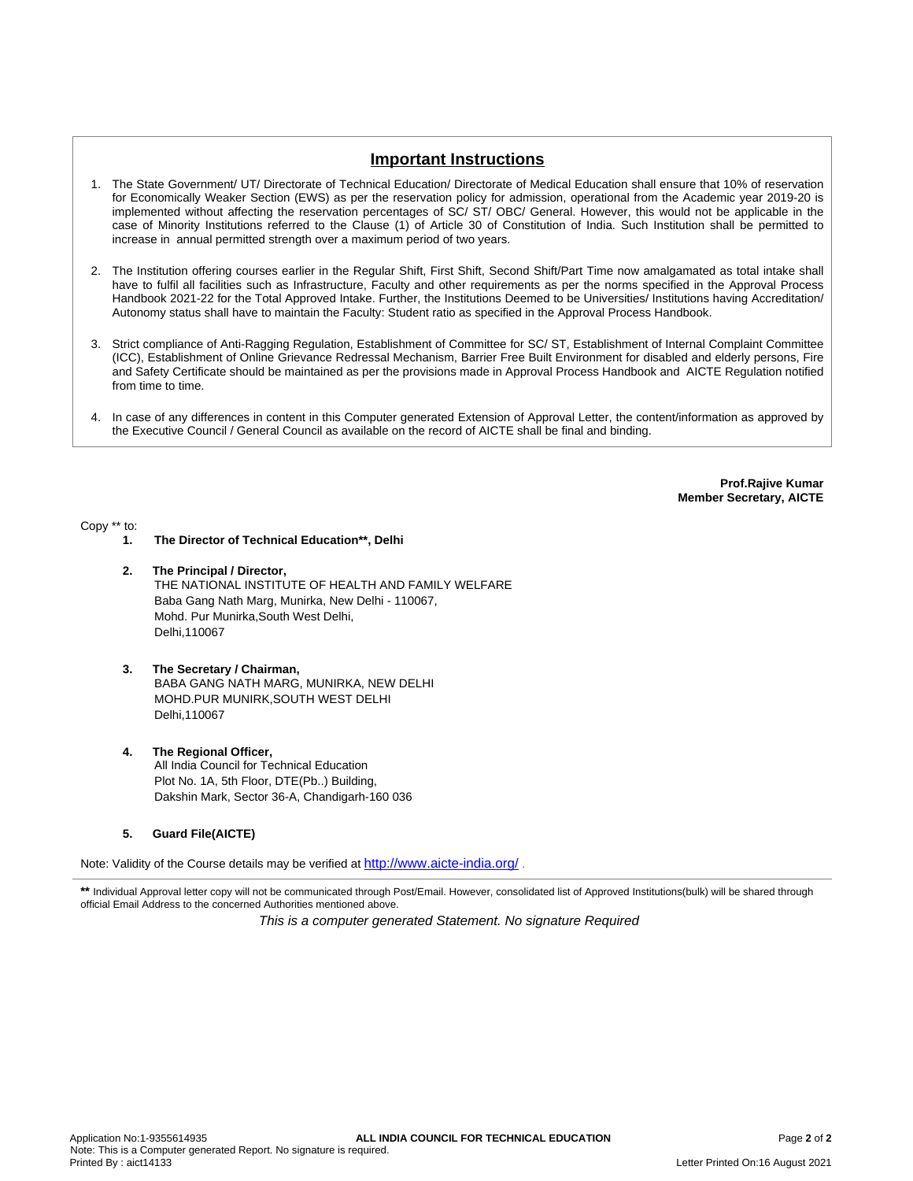## Important Instructions

1. The State Government/ UT/ Directorate of Technical Education/ Directorate of Medical Education shall ensure that 10% of reservation for Economically Weaker Section (EWS) as per the reservation policy for admission, operational from the Academic year 2019-20 is implemented without affecting the reservation percentages of SC/ ST/ OBC/ General. However, this would not be applicable in the case of Minority Institutions referred to the Clause (1) of Article 30 of Constitution of India. Such Institution shall be permitted to increase in annual permitted strength over a maximum period of two years.

2. The Institution offering courses earlier in the Regular Shift, First Shift, Second Shift/Part Time now amalgamated as total intake shall have to fulfil all facilities such as Infrastructure, Faculty and other requirements as per the norms specified in the Approval Process Handbook 2021-22 for the Total Approved Intake. Further, the Institutions Deemed to be Universities/ Institutions having Accreditation/ Autonomy status shall have to maintain the Faculty: Student ratio as specified in the Approval Process Handbook.

3. Strict compliance of Anti-Ragging Regulation, Establishment of Committee for SC/ ST, Establishment of Internal Complaint Committee (ICC), Establishment of Online Grievance Redressal Mechanism, Barrier Free Built Environment for disabled and elderly persons, Fire and Safety Certificate should be maintained as per the provisions made in Approval Process Handbook and AICTE Regulation notified from time to time.

4. In case of any differences in content in this Computer generated Extension of Approval Letter, the content/information as approved by the Executive Council / General Council as available on the record of AICTE shall be final and binding.

**Prof.Rajive Kumar**
**Member Secretary, AICTE**

Copy ** to:

1. **The Director of Technical Education**, Delhi**

2. **The Principal / Director,**
   THE NATIONAL INSTITUTE OF HEALTH AND FAMILY WELFARE
   Baba Gang Nath Marg, Munirka, New Delhi - 110067,
   Mohd. Pur Munirka,South West Delhi,
   Delhi,110067

3. **The Secretary / Chairman,**
   BABA GANG NATH MARG, MUNIRKA, NEW DELHI
   MOHD.PUR MUNIRK,SOUTH WEST DELHI
   Delhi,110067

4. **The Regional Officer,**
   All India Council for Technical Education
   Plot No. 1A, 5th Floor, DTE(Pb..) Building,
   Dakshin Mark, Sector 36-A, Chandigarh-160 036

5. **Guard File(AICTE)**

Note: Validity of the Course details may be verified at http://www.aicte-india.org/ .

**\*\*** Individual Approval letter copy will not be communicated through Post/Email. However, consolidated list of Approved Institutions(bulk) will be shared through official Email Address to the concerned Authorities mentioned above.

*This is a computer generated Statement. No signature Required*

Application No:1-9355614935

Note: This is a Computer generated Report. No signature is required.

Printed By : aict14133

Letter Printed On:16 August 2021